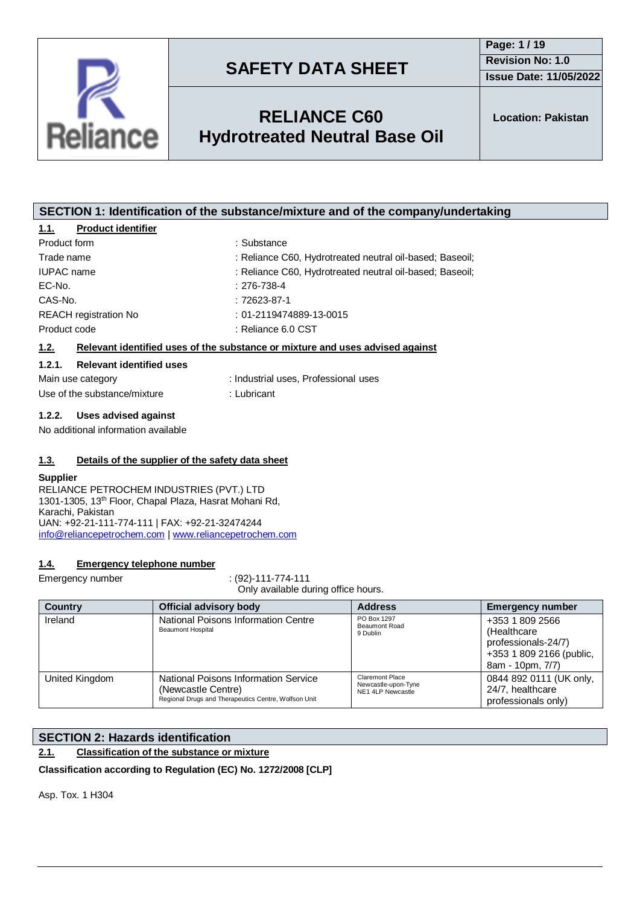# SAFETY DATA SHEET

**Revision No: 1.0**
**Issue Date: 11/05/2022**

## RELIANCE C60 Hydrotreated Neutral Base Oil

**Location: Pakistan**

## SECTION 1: Identification of the substance/mixture and of the company/undertaking

### 1.1. Product identifier

Product form : Substance
Trade name : Reliance C60, Hydrotreated neutral oil-based; Baseoil;
IUPAC name : Reliance C60, Hydrotreated neutral oil-based; Baseoil;
EC-No. : 276-738-4
CAS-No. : 72623-87-1
REACH registration No : 01-2119474889-13-0015
Product code : Reliance 6.0 CST

### 1.2. Relevant identified uses of the substance or mixture and uses advised against

#### 1.2.1. Relevant identified uses

Main use category : Industrial uses, Professional uses
Use of the substance/mixture : Lubricant

#### 1.2.2. Uses advised against

No additional information available

### 1.3. Details of the supplier of the safety data sheet

**Supplier**
RELIANCE PETROCHEM INDUSTRIES (PVT.) LTD
1301-1305, 13th Floor, Chapal Plaza, Hasrat Mohani Rd,
Karachi, Pakistan
UAN: +92-21-111-774-111 | FAX: +92-21-32474244
info@reliancepetrochem.com | www.reliancepetrochem.com

### 1.4. Emergency telephone number

Emergency number : (92)-111-774-111
Only available during office hours.

| Country | Official advisory body | Address | Emergency number |
|---|---|---|---|
| Ireland | National Poisons Information Centre<br>Beaumont Hospital | PO Box 1297<br>Beaumont Road<br>9 Dublin | +353 1 809 2566 (Healthcare professionals-24/7)<br>+353 1 809 2166 (public, 8am - 10pm, 7/7) |
| United Kingdom | National Poisons Information Service (Newcastle Centre)<br>Regional Drugs and Therapeutics Centre, Wolfson Unit | Claremont Place<br>Newcastle-upon-Tyne<br>NE1 4LP Newcastle | 0844 892 0111 (UK only, 24/7, healthcare professionals only) |

## SECTION 2: Hazards identification

### 2.1. Classification of the substance or mixture

**Classification according to Regulation (EC) No. 1272/2008 [CLP]**

Asp. Tox. 1 H304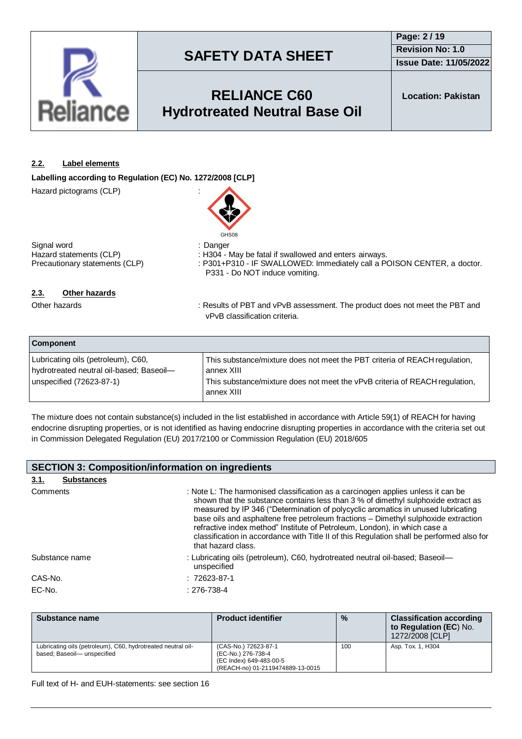### 2.2. Label elements

**Labelling according to Regulation (EC) No. 1272/2008 [CLP]**

Hazard pictograms (CLP) :

GHS08

Signal word : Danger

Hazard statements (CLP) : H304 - May be fatal if swallowed and enters airways.

Precautionary statements (CLP) : P301+P310 - IF SWALLOWED: Immediately call a POISON CENTER, a doctor.
P331 - Do NOT induce vomiting.

### 2.3. Other hazards

Other hazards : Results of PBT and vPvB assessment. The product does not meet the PBT and vPvB classification criteria.

| Component | |
|---|---|
| Lubricating oils (petroleum), C60, hydrotreated neutral oil-based; Baseoil—unspecified (72623-87-1) | This substance/mixture does not meet the PBT criteria of REACH regulation, annex XIII<br>This substance/mixture does not meet the vPvB criteria of REACH regulation, annex XIII |

The mixture does not contain substance(s) included in the list established in accordance with Article 59(1) of REACH for having endocrine disrupting properties, or is not identified as having endocrine disrupting properties in accordance with the criteria set out in Commission Delegated Regulation (EU) 2017/2100 or Commission Regulation (EU) 2018/605

## SECTION 3: Composition/information on ingredients

### 3.1. Substances

Comments : Note L: The harmonised classification as a carcinogen applies unless it can be shown that the substance contains less than 3 % of dimethyl sulphoxide extract as measured by IP 346 ("Determination of polycyclic aromatics in unused lubricating base oils and asphaltene free petroleum fractions – Dimethyl sulphoxide extraction refractive index method" Institute of Petroleum, London), in which case a classification in accordance with Title II of this Regulation shall be performed also for that hazard class.

Substance name : Lubricating oils (petroleum), C60, hydrotreated neutral oil-based; Baseoil—unspecified

CAS-No. : 72623-87-1

EC-No. : 276-738-4

| Substance name | Product identifier | % | Classification according to Regulation (EC) No. 1272/2008 [CLP] |
|---|---|---|---|
| Lubricating oils (petroleum), C60, hydrotreated neutral oil-based; Baseoil— unspecified | (CAS-No.) 72623-87-1<br>(EC-No.) 276-738-4<br>(EC Index) 649-483-00-5<br>(REACH-no) 01-2119474889-13-0015 | 100 | Asp. Tox. 1, H304 |

Full text of H- and EUH-statements: see section 16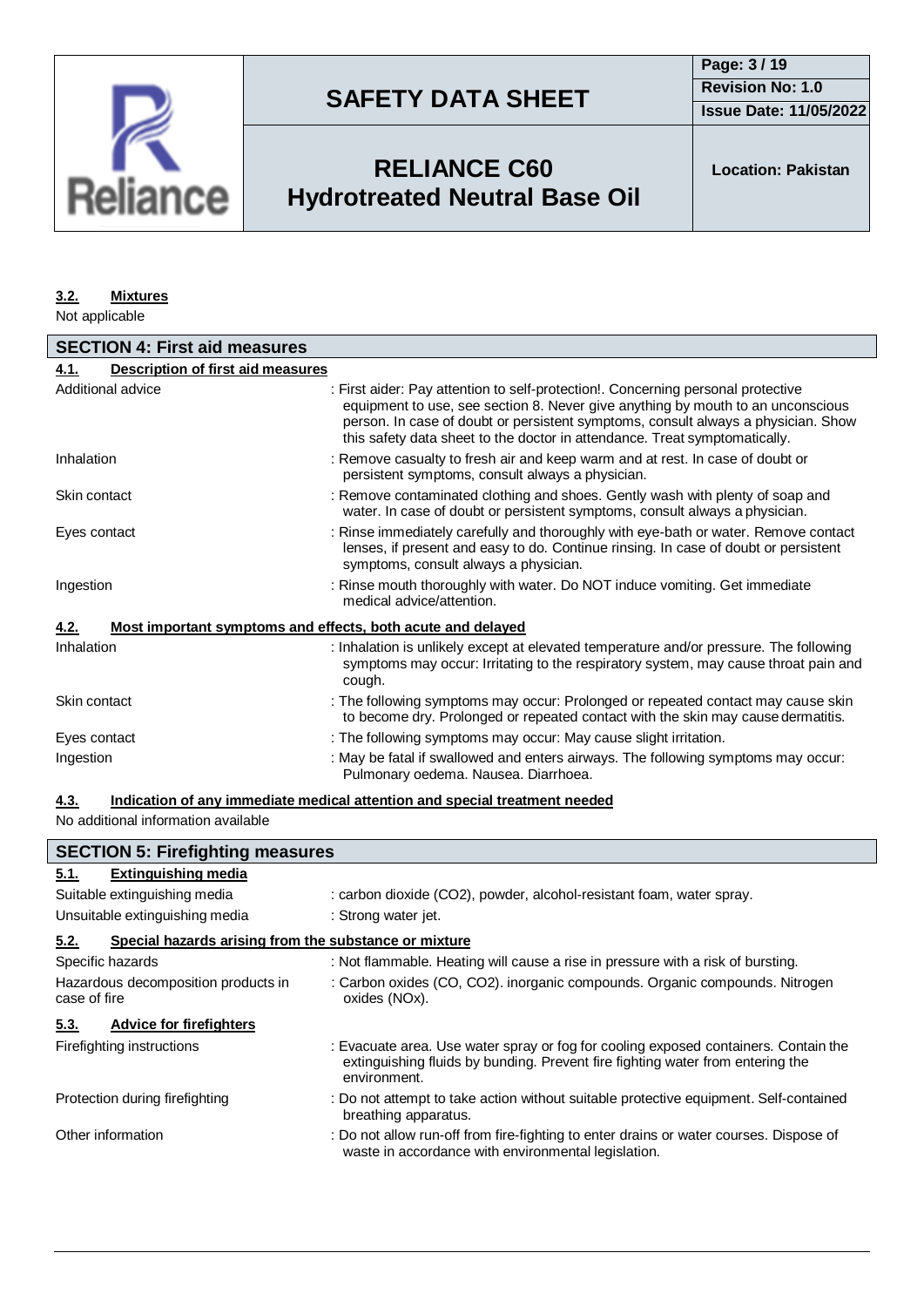### 3.2. Mixtures

Not applicable

## SECTION 4: First aid measures

### 4.1. Description of first aid measures

| | |
|---|---|
| Additional advice | : First aider: Pay attention to self-protection!. Concerning personal protective equipment to use, see section 8. Never give anything by mouth to an unconscious person. In case of doubt or persistent symptoms, consult always a physician. Show this safety data sheet to the doctor in attendance. Treat symptomatically. |
| Inhalation | : Remove casualty to fresh air and keep warm and at rest. In case of doubt or persistent symptoms, consult always a physician. |
| Skin contact | : Remove contaminated clothing and shoes. Gently wash with plenty of soap and water. In case of doubt or persistent symptoms, consult always a physician. |
| Eyes contact | : Rinse immediately carefully and thoroughly with eye-bath or water. Remove contact lenses, if present and easy to do. Continue rinsing. In case of doubt or persistent symptoms, consult always a physician. |
| Ingestion | : Rinse mouth thoroughly with water. Do NOT induce vomiting. Get immediate medical advice/attention. |

### 4.2. Most important symptoms and effects, both acute and delayed

| | |
|---|---|
| Inhalation | : Inhalation is unlikely except at elevated temperature and/or pressure. The following symptoms may occur: Irritating to the respiratory system, may cause throat pain and cough. |
| Skin contact | : The following symptoms may occur: Prolonged or repeated contact may cause skin to become dry. Prolonged or repeated contact with the skin may cause dermatitis. |
| Eyes contact | : The following symptoms may occur: May cause slight irritation. |
| Ingestion | : May be fatal if swallowed and enters airways. The following symptoms may occur: Pulmonary oedema. Nausea. Diarrhoea. |

### 4.3. Indication of any immediate medical attention and special treatment needed

No additional information available

## SECTION 5: Firefighting measures

### 5.1. Extinguishing media

| | |
|---|---|
| Suitable extinguishing media | : carbon dioxide ($CO_2$), powder, alcohol-resistant foam, water spray. |
| Unsuitable extinguishing media | : Strong water jet. |

### 5.2. Special hazards arising from the substance or mixture

| | |
|---|---|
| Specific hazards | : Not flammable. Heating will cause a rise in pressure with a risk of bursting. |
| Hazardous decomposition products in case of fire | : Carbon oxides (CO, $CO_2$). inorganic compounds. Organic compounds. Nitrogen oxides ($NO_x$). |

### 5.3. Advice for firefighters

| | |
|---|---|
| Firefighting instructions | : Evacuate area. Use water spray or fog for cooling exposed containers. Contain the extinguishing fluids by bunding. Prevent fire fighting water from entering the environment. |
| Protection during firefighting | : Do not attempt to take action without suitable protective equipment. Self-contained breathing apparatus. |
| Other information | : Do not allow run-off from fire-fighting to enter drains or water courses. Dispose of waste in accordance with environmental legislation. |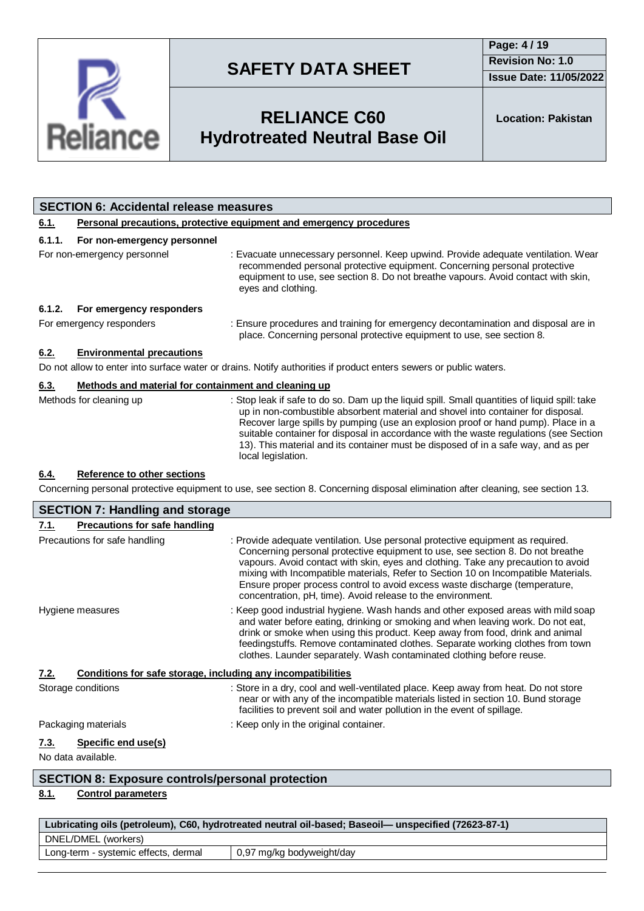## SECTION 6: Accidental release measures

### 6.1. Personal precautions, protective equipment and emergency procedures

#### 6.1.1. For non-emergency personnel

| | |
|---|---|
| For non-emergency personnel | : Evacuate unnecessary personnel. Keep upwind. Provide adequate ventilation. Wear recommended personal protective equipment. Concerning personal protective equipment to use, see section 8. Do not breathe vapours. Avoid contact with skin, eyes and clothing. |

#### 6.1.2. For emergency responders

| | |
|---|---|
| For emergency responders | : Ensure procedures and training for emergency decontamination and disposal are in place. Concerning personal protective equipment to use, see section 8. |

### 6.2. Environmental precautions

Do not allow to enter into surface water or drains. Notify authorities if product enters sewers or public waters.

### 6.3. Methods and material for containment and cleaning up

| | |
|---|---|
| Methods for cleaning up | : Stop leak if safe to do so. Dam up the liquid spill. Small quantities of liquid spill: take up in non-combustible absorbent material and shovel into container for disposal. Recover large spills by pumping (use an explosion proof or hand pump). Place in a suitable container for disposal in accordance with the waste regulations (see Section 13). This material and its container must be disposed of in a safe way, and as per local legislation. |

### 6.4. Reference to other sections

Concerning personal protective equipment to use, see section 8. Concerning disposal elimination after cleaning, see section 13.

## SECTION 7: Handling and storage

### 7.1. Precautions for safe handling

| | |
|---|---|
| Precautions for safe handling | : Provide adequate ventilation. Use personal protective equipment as required. Concerning personal protective equipment to use, see section 8. Do not breathe vapours. Avoid contact with skin, eyes and clothing. Take any precaution to avoid mixing with Incompatible materials, Refer to Section 10 on Incompatible Materials. Ensure proper process control to avoid excess waste discharge (temperature, concentration, pH, time). Avoid release to the environment. |
| Hygiene measures | : Keep good industrial hygiene. Wash hands and other exposed areas with mild soap and water before eating, drinking or smoking and when leaving work. Do not eat, drink or smoke when using this product. Keep away from food, drink and animal feedingstuffs. Remove contaminated clothes. Separate working clothes from town clothes. Launder separately. Wash contaminated clothing before reuse. |

### 7.2. Conditions for safe storage, including any incompatibilities

| | |
|---|---|
| Storage conditions | : Store in a dry, cool and well-ventilated place. Keep away from heat. Do not store near or with any of the incompatible materials listed in section 10. Bund storage facilities to prevent soil and water pollution in the event of spillage. |
| Packaging materials | : Keep only in the original container. |

### 7.3. Specific end use(s)

No data available.

## SECTION 8: Exposure controls/personal protection

### 8.1. Control parameters

| Lubricating oils (petroleum), C60, hydrotreated neutral oil-based; Baseoil— unspecified (72623-87-1) | |
|---|---|
| DNEL/DMEL (workers) | |
| Long-term - systemic effects, dermal | 0,97 mg/kg bodyweight/day |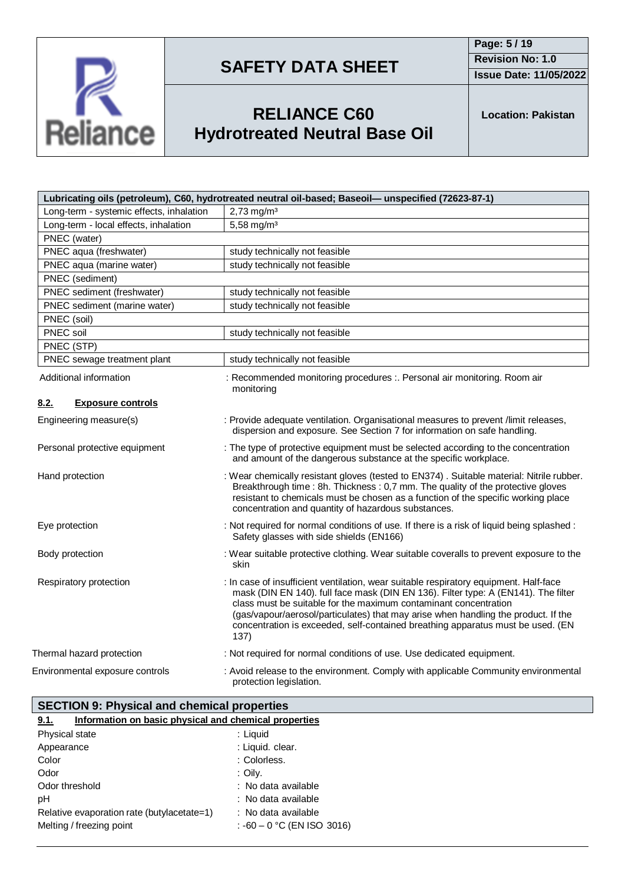| Lubricating oils (petroleum), C60, hydrotreated neutral oil-based; Baseoil— unspecified (72623-87-1) | |
|---|---|
| Long-term - systemic effects, inhalation | 2,73 mg/m³ |
| Long-term - local effects, inhalation | 5,58 mg/m³ |
| PNEC (water) | |
| PNEC aqua (freshwater) | study technically not feasible |
| PNEC aqua (marine water) | study technically not feasible |
| PNEC (sediment) | |
| PNEC sediment (freshwater) | study technically not feasible |
| PNEC sediment (marine water) | study technically not feasible |
| PNEC (soil) | |
| PNEC soil | study technically not feasible |
| PNEC (STP) | |
| PNEC sewage treatment plant | study technically not feasible |

Additional information : Recommended monitoring procedures :. Personal air monitoring. Room air monitoring

### 8.2. Exposure controls

Engineering measure(s) : Provide adequate ventilation. Organisational measures to prevent /limit releases, dispersion and exposure. See Section 7 for information on safe handling.

Personal protective equipment : The type of protective equipment must be selected according to the concentration and amount of the dangerous substance at the specific workplace.

Hand protection : Wear chemically resistant gloves (tested to EN374) . Suitable material: Nitrile rubber. Breakthrough time : 8h. Thickness : 0,7 mm. The quality of the protective gloves resistant to chemicals must be chosen as a function of the specific working place concentration and quantity of hazardous substances.

Eye protection : Not required for normal conditions of use. If there is a risk of liquid being splashed : Safety glasses with side shields (EN166)

Body protection : Wear suitable protective clothing. Wear suitable coveralls to prevent exposure to the skin

Respiratory protection : In case of insufficient ventilation, wear suitable respiratory equipment. Half-face mask (DIN EN 140). full face mask (DIN EN 136). Filter type: A (EN141). The filter class must be suitable for the maximum contaminant concentration (gas/vapour/aerosol/particulates) that may arise when handling the product. If the concentration is exceeded, self-contained breathing apparatus must be used. (EN 137)

Thermal hazard protection : Not required for normal conditions of use. Use dedicated equipment.

Environmental exposure controls : Avoid release to the environment. Comply with applicable Community environmental protection legislation.

## SECTION 9: Physical and chemical properties

### 9.1. Information on basic physical and chemical properties

Physical state : Liquid

Appearance : Liquid. clear.

Color : Colorless.

Odor : Oily.

Odor threshold : No data available

pH : No data available

Relative evaporation rate (butylacetate=1) : No data available

Melting / freezing point : -60 – 0 °C (EN ISO 3016)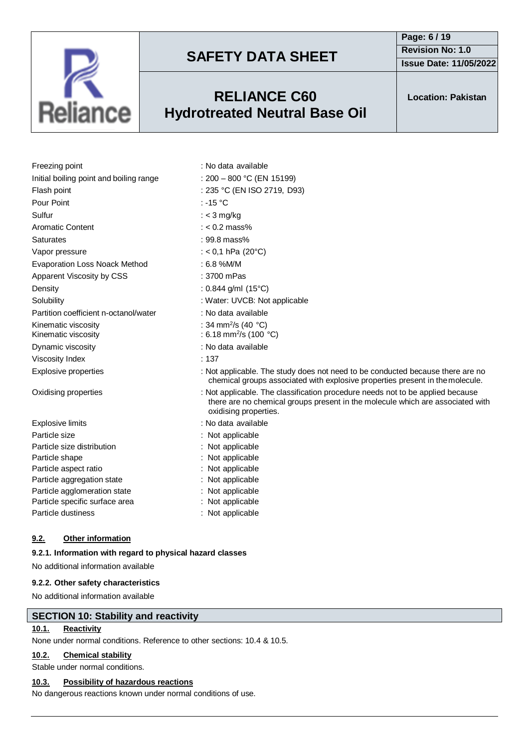| Property | Value |
|---|---|
| Freezing point | : No data available |
| Initial boiling point and boiling range | : 200 – 800 °C (EN 15199) |
| Flash point | : 235 °C (EN ISO 2719, D93) |
| Pour Point | : -15 °C |
| Sulfur | : < 3 mg/kg |
| Aromatic Content | : < 0.2 mass% |
| Saturates | : 99.8 mass% |
| Vapor pressure | : < 0,1 hPa (20°C) |
| Evaporation Loss Noack Method | : 6.8 %M/M |
| Apparent Viscosity by CSS | : 3700 mPas |
| Density | : 0.844 g/ml (15°C) |
| Solubility | : Water: UVCB: Not applicable |
| Partition coefficient n-octanol/water | : No data available |
| Kinematic viscosity | : 34 $mm^2/s$ (40 °C) |
| Kinematic viscosity | : 6.18 $mm^2/s$ (100 °C) |
| Dynamic viscosity | : No data available |
| Viscosity Index | : 137 |
| Explosive properties | : Not applicable. The study does not need to be conducted because there are no chemical groups associated with explosive properties present in the molecule. |
| Oxidising properties | : Not applicable. The classification procedure needs not to be applied because there are no chemical groups present in the molecule which are associated with oxidising properties. |
| Explosive limits | : No data available |
| Particle size | : Not applicable |
| Particle size distribution | : Not applicable |
| Particle shape | : Not applicable |
| Particle aspect ratio | : Not applicable |
| Particle aggregation state | : Not applicable |
| Particle agglomeration state | : Not applicable |
| Particle specific surface area | : Not applicable |
| Particle dustiness | : Not applicable |

### 9.2. Other information

**9.2.1. Information with regard to physical hazard classes**

No additional information available

**9.2.2. Other safety characteristics**

No additional information available

## SECTION 10: Stability and reactivity

### 10.1. Reactivity

None under normal conditions. Reference to other sections: 10.4 & 10.5.

### 10.2. Chemical stability

Stable under normal conditions.

### 10.3. Possibility of hazardous reactions

No dangerous reactions known under normal conditions of use.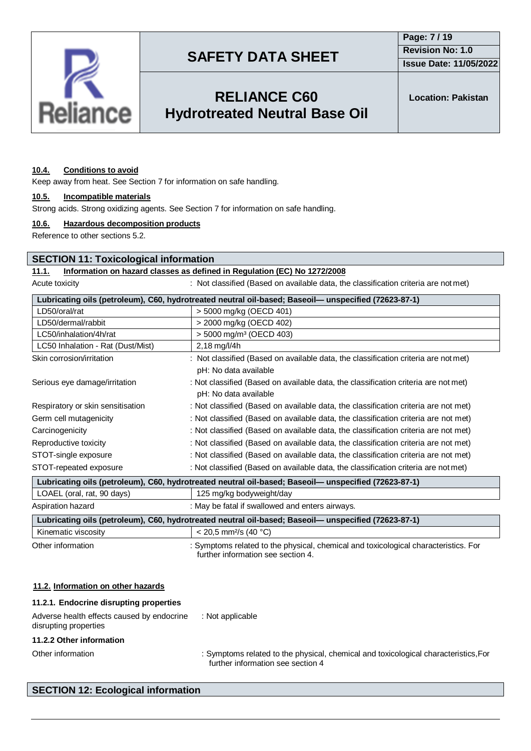#### 10.4. Conditions to avoid

Keep away from heat. See Section 7 for information on safe handling.

#### 10.5. Incompatible materials

Strong acids. Strong oxidizing agents. See Section 7 for information on safe handling.

#### 10.6. Hazardous decomposition products

Reference to other sections 5.2.

## SECTION 11: Toxicological information

#### 11.1. Information on hazard classes as defined in Regulation (EC) No 1272/2008

Acute toxicity : Not classified (Based on available data, the classification criteria are not met)

| Lubricating oils (petroleum), C60, hydrotreated neutral oil-based; Baseoil— unspecified (72623-87-1) | |
|---|---|
| LD50/oral/rat | > 5000 mg/kg (OECD 401) |
| LD50/dermal/rabbit | > 2000 mg/kg (OECD 402) |
| LC50/inhalation/4h/rat | > 5000 mg/m³ (OECD 403) |
| LC50 Inhalation - Rat (Dust/Mist) | 2,18 mg/l/4h |

Skin corrosion/irritation : Not classified (Based on available data, the classification criteria are not met)
pH: No data available

Serious eye damage/irritation : Not classified (Based on available data, the classification criteria are not met)
pH: No data available

Respiratory or skin sensitisation : Not classified (Based on available data, the classification criteria are not met)

Germ cell mutagenicity : Not classified (Based on available data, the classification criteria are not met)

Carcinogenicity : Not classified (Based on available data, the classification criteria are not met)

Reproductive toxicity : Not classified (Based on available data, the classification criteria are not met)

STOT-single exposure : Not classified (Based on available data, the classification criteria are not met)

STOT-repeated exposure : Not classified (Based on available data, the classification criteria are not met)

| Lubricating oils (petroleum), C60, hydrotreated neutral oil-based; Baseoil— unspecified (72623-87-1) | |
|---|---|
| LOAEL (oral, rat, 90 days) | 125 mg/kg bodyweight/day |

Aspiration hazard : May be fatal if swallowed and enters airways.

| Lubricating oils (petroleum), C60, hydrotreated neutral oil-based; Baseoil— unspecified (72623-87-1) | |
|---|---|
| Kinematic viscosity | < 20,5 mm²/s (40 °C) |

Other information : Symptoms related to the physical, chemical and toxicological characteristics. For further information see section 4.

#### 11.2. Information on other hazards

**11.2.1. Endocrine disrupting properties**

Adverse health effects caused by endocrine disrupting properties : Not applicable

**11.2.2 Other information**

Other information : Symptoms related to the physical, chemical and toxicological characteristics,For further information see section 4

## SECTION 12: Ecological information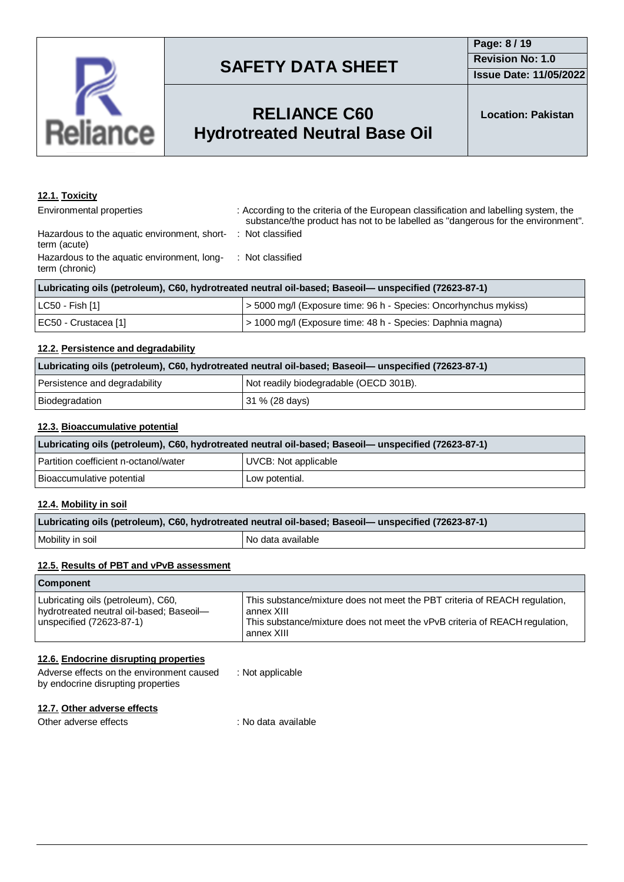### 12.1. Toxicity

Environmental properties : According to the criteria of the European classification and labelling system, the substance/the product has not to be labelled as "dangerous for the environment".

Hazardous to the aquatic environment, short-term (acute) : Not classified

Hazardous to the aquatic environment, long-term (chronic) : Not classified

| Lubricating oils (petroleum), C60, hydrotreated neutral oil-based; Baseoil— unspecified (72623-87-1) | |
|---|---|
| LC50 - Fish [1] | > 5000 mg/l (Exposure time: 96 h - Species: Oncorhynchus mykiss) |
| EC50 - Crustacea [1] | > 1000 mg/l (Exposure time: 48 h - Species: Daphnia magna) |

### 12.2. Persistence and degradability

| Lubricating oils (petroleum), C60, hydrotreated neutral oil-based; Baseoil— unspecified (72623-87-1) | |
|---|---|
| Persistence and degradability | Not readily biodegradable (OECD 301B). |
| Biodegradation | 31 % (28 days) |

### 12.3. Bioaccumulative potential

| Lubricating oils (petroleum), C60, hydrotreated neutral oil-based; Baseoil— unspecified (72623-87-1) | |
|---|---|
| Partition coefficient n-octanol/water | UVCB: Not applicable |
| Bioaccumulative potential | Low potential. |

### 12.4. Mobility in soil

| Lubricating oils (petroleum), C60, hydrotreated neutral oil-based; Baseoil— unspecified (72623-87-1) | |
|---|---|
| Mobility in soil | No data available |

### 12.5. Results of PBT and vPvB assessment

| Component | |
|---|---|
| Lubricating oils (petroleum), C60, hydrotreated neutral oil-based; Baseoil— unspecified (72623-87-1) | This substance/mixture does not meet the PBT criteria of REACH regulation, annex XIII<br>This substance/mixture does not meet the vPvB criteria of REACH regulation, annex XIII |

### 12.6. Endocrine disrupting properties

Adverse effects on the environment caused by endocrine disrupting properties : Not applicable

### 12.7. Other adverse effects

Other adverse effects : No data available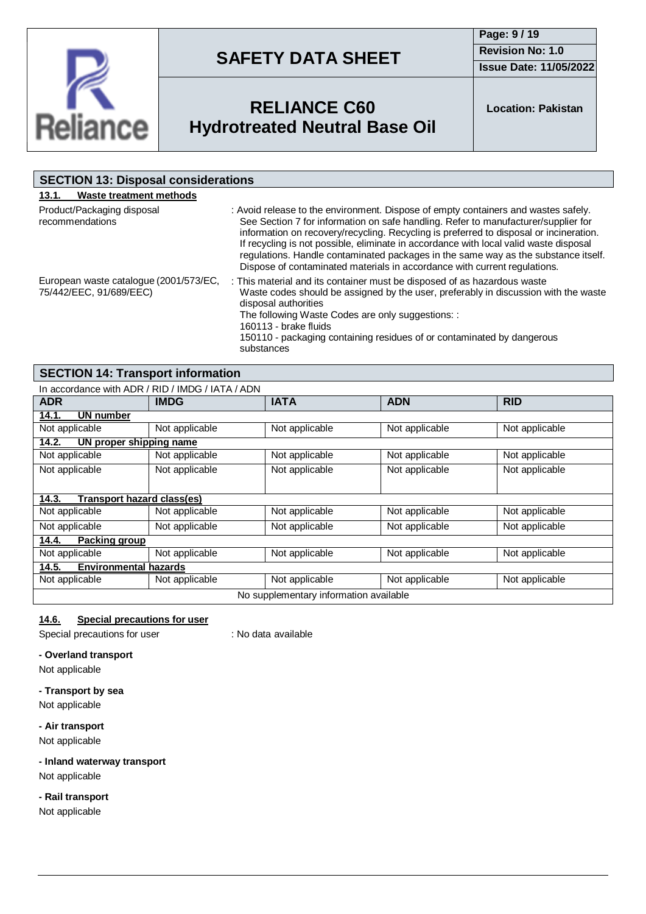## SECTION 13: Disposal considerations

### 13.1. Waste treatment methods

| | |
|---|---|
| Product/Packaging disposal recommendations | : Avoid release to the environment. Dispose of empty containers and wastes safely. See Section 7 for information on safe handling. Refer to manufacturer/supplier for information on recovery/recycling. Recycling is preferred to disposal or incineration. If recycling is not possible, eliminate in accordance with local valid waste disposal regulations. Handle contaminated packages in the same way as the substance itself. Dispose of contaminated materials in accordance with current regulations. |
| European waste catalogue (2001/573/EC, 75/442/EEC, 91/689/EEC) | : This material and its container must be disposed of as hazardous waste<br>Waste codes should be assigned by the user, preferably in discussion with the waste disposal authorities<br>The following Waste Codes are only suggestions: :<br>160113 - brake fluids<br>150110 - packaging containing residues of or contaminated by dangerous substances |

## SECTION 14: Transport information

In accordance with ADR / RID / IMDG / IATA / ADN

| ADR | IMDG | IATA | ADN | RID |
|---|---|---|---|---|
| **14.1. UN number** | | | | |
| Not applicable | Not applicable | Not applicable | Not applicable | Not applicable |
| **14.2. UN proper shipping name** | | | | |
| Not applicable | Not applicable | Not applicable | Not applicable | Not applicable |
| Not applicable | Not applicable | Not applicable | Not applicable | Not applicable |
| **14.3. Transport hazard class(es)** | | | | |
| Not applicable | Not applicable | Not applicable | Not applicable | Not applicable |
| Not applicable | Not applicable | Not applicable | Not applicable | Not applicable |
| **14.4. Packing group** | | | | |
| Not applicable | Not applicable | Not applicable | Not applicable | Not applicable |
| **14.5. Environmental hazards** | | | | |
| Not applicable | Not applicable | Not applicable | Not applicable | Not applicable |
| No supplementary information available | | | | |

### 14.6. Special precautions for user

Special precautions for user : No data available

**- Overland transport**

Not applicable

**- Transport by sea**

Not applicable

**- Air transport**

Not applicable

**- Inland waterway transport**

Not applicable

**- Rail transport**

Not applicable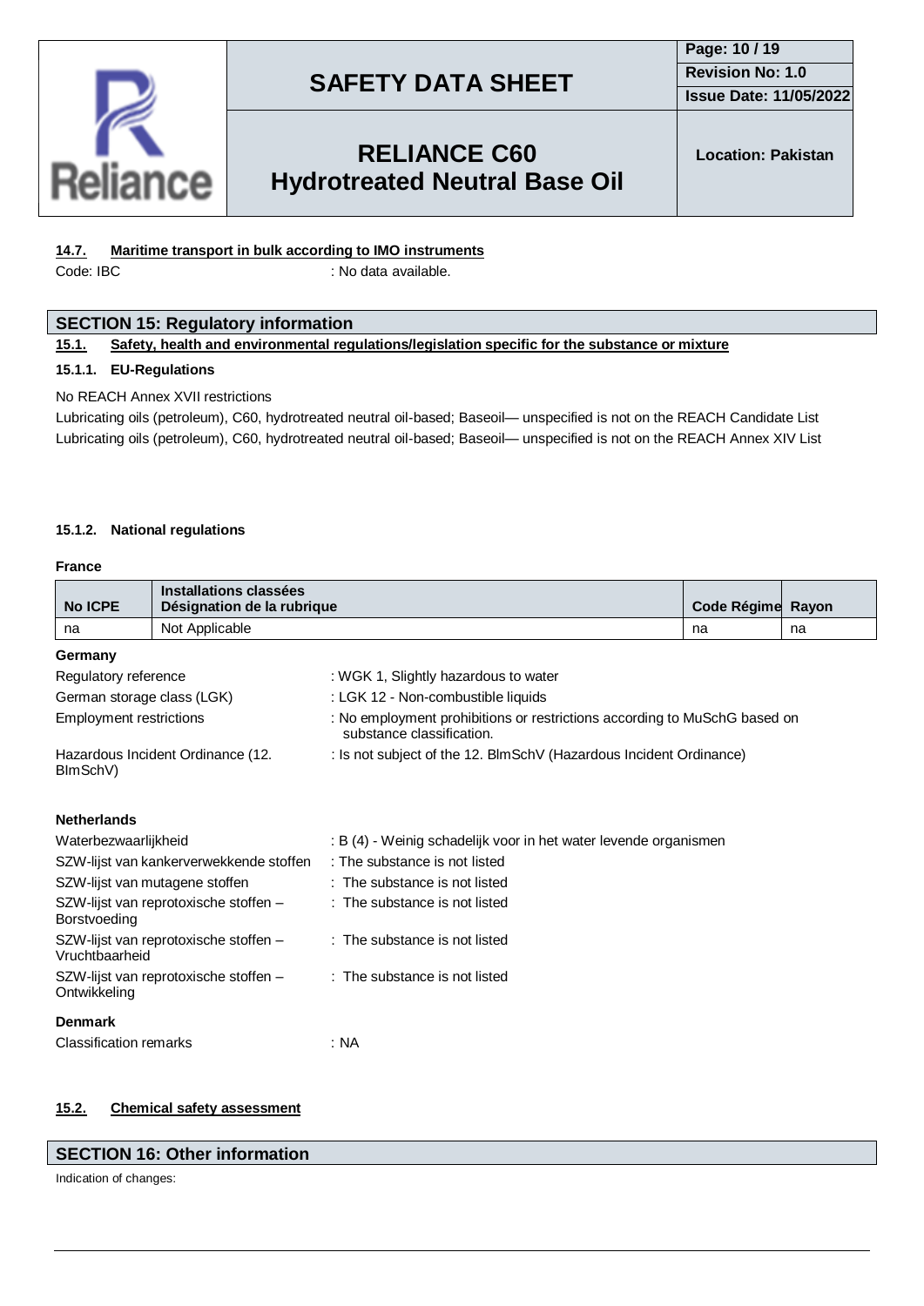#### 14.7. Maritime transport in bulk according to IMO instruments

Code: IBC : No data available.

## SECTION 15: Regulatory information

### 15.1. Safety, health and environmental regulations/legislation specific for the substance or mixture

#### 15.1.1. EU-Regulations

No REACH Annex XVII restrictions

Lubricating oils (petroleum), C60, hydrotreated neutral oil-based; Baseoil— unspecified is not on the REACH Candidate List

Lubricating oils (petroleum), C60, hydrotreated neutral oil-based; Baseoil— unspecified is not on the REACH Annex XIV List

#### 15.1.2. National regulations

**France**

| No ICPE | Installations classées Désignation de la rubrique | Code Régime | Rayon |
|---|---|---|---|
| na | Not Applicable | na | na |

**Germany**

Regulatory reference : WGK 1, Slightly hazardous to water

German storage class (LGK) : LGK 12 - Non-combustible liquids

Employment restrictions : No employment prohibitions or restrictions according to MuSchG based on substance classification.

Hazardous Incident Ordinance (12. BImSchV) : Is not subject of the 12. BlmSchV (Hazardous Incident Ordinance)

**Netherlands**

Waterbezwaarlijkheid : B (4) - Weinig schadelijk voor in het water levende organismen

SZW-lijst van kankerverwekkende stoffen : The substance is not listed

SZW-lijst van mutagene stoffen : The substance is not listed

SZW-lijst van reprotoxische stoffen – Borstvoeding : The substance is not listed

SZW-lijst van reprotoxische stoffen – Vruchtbaarheid : The substance is not listed

SZW-lijst van reprotoxische stoffen – Ontwikkeling : The substance is not listed

**Denmark**

Classification remarks : NA

### 15.2. Chemical safety assessment

## SECTION 16: Other information

Indication of changes: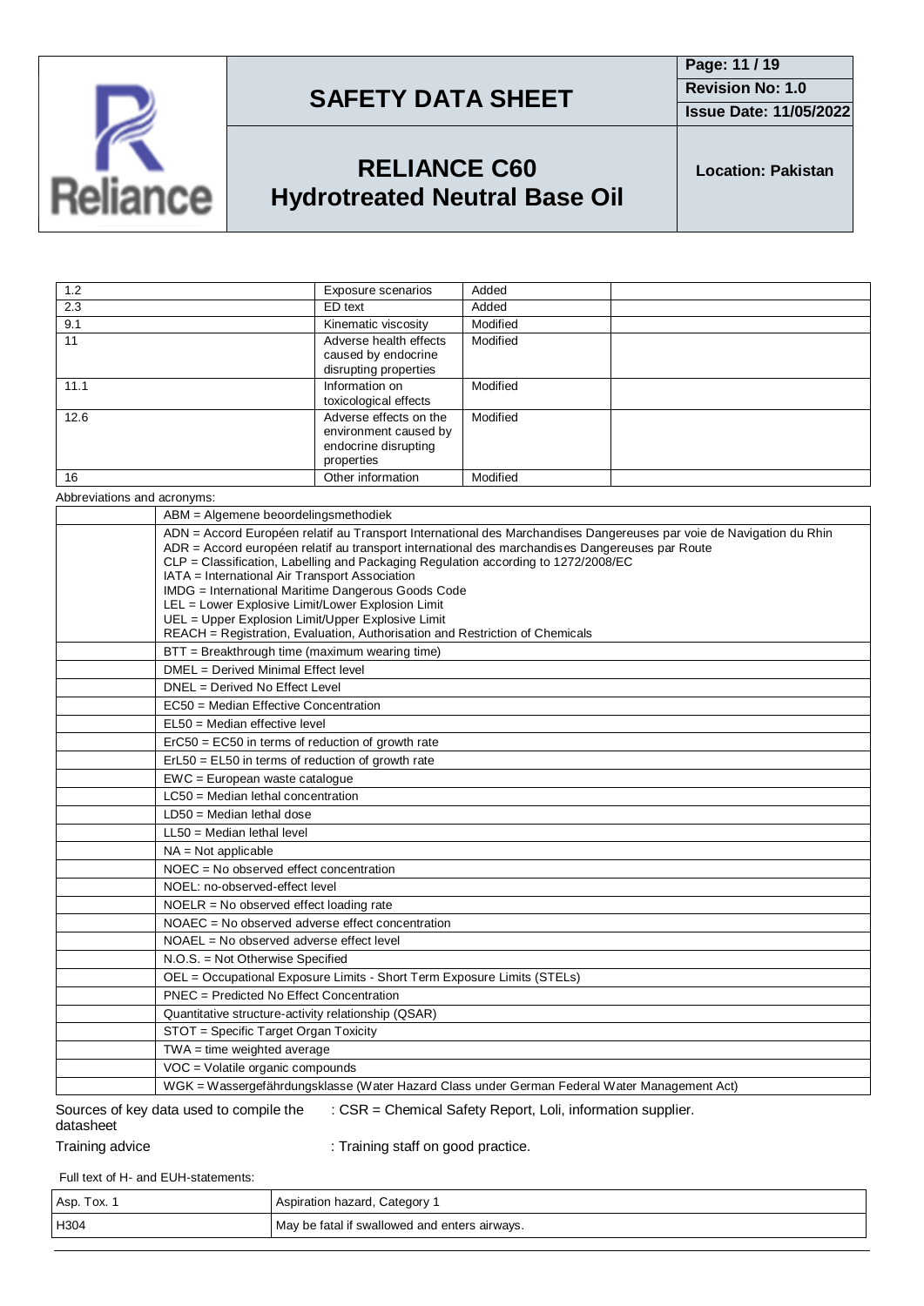| | | | |
|---|---|---|---|
| 1.2 | Exposure scenarios | Added | |
| 2.3 | ED text | Added | |
| 9.1 | Kinematic viscosity | Modified | |
| 11 | Adverse health effects caused by endocrine disrupting properties | Modified | |
| 11.1 | Information on toxicological effects | Modified | |
| 12.6 | Adverse effects on the environment caused by endocrine disrupting properties | Modified | |
| 16 | Other information | Modified | |

Abbreviations and acronyms:

| | |
|---|---|
| | ABM = Algemene beoordelingsmethodiek |
| | ADN = Accord Européen relatif au Transport International des Marchandises Dangereuses par voie de Navigation du Rhin<br>ADR = Accord européen relatif au transport international des marchandises Dangereuses par Route<br>CLP = Classification, Labelling and Packaging Regulation according to 1272/2008/EC<br>IATA = International Air Transport Association<br>IMDG = International Maritime Dangerous Goods Code<br>LEL = Lower Explosive Limit/Lower Explosion Limit<br>UEL = Upper Explosion Limit/Upper Explosive Limit<br>REACH = Registration, Evaluation, Authorisation and Restriction of Chemicals |
| | BTT = Breakthrough time (maximum wearing time) |
| | DMEL = Derived Minimal Effect level |
| | DNEL = Derived No Effect Level |
| | EC50 = Median Effective Concentration |
| | EL50 = Median effective level |
| | ErC50 = EC50 in terms of reduction of growth rate |
| | ErL50 = EL50 in terms of reduction of growth rate |
| | EWC = European waste catalogue |
| | LC50 = Median lethal concentration |
| | LD50 = Median lethal dose |
| | LL50 = Median lethal level |
| | NA = Not applicable |
| | NOEC = No observed effect concentration |
| | NOEL: no-observed-effect level |
| | NOELR = No observed effect loading rate |
| | NOAEC = No observed adverse effect concentration |
| | NOAEL = No observed adverse effect level |
| | N.O.S. = Not Otherwise Specified |
| | OEL = Occupational Exposure Limits - Short Term Exposure Limits (STELs) |
| | PNEC = Predicted No Effect Concentration |
| | Quantitative structure-activity relationship (QSAR) |
| | STOT = Specific Target Organ Toxicity |
| | TWA = time weighted average |
| | VOC = Volatile organic compounds |
| | WGK = Wassergefährdungsklasse (Water Hazard Class under German Federal Water Management Act) |

Sources of key data used to compile the datasheet : CSR = Chemical Safety Report, Loli, information supplier.

Training advice : Training staff on good practice.

Full text of H- and EUH-statements:

| | |
|---|---|
| Asp. Tox. 1 | Aspiration hazard, Category 1 |
| H304 | May be fatal if swallowed and enters airways. |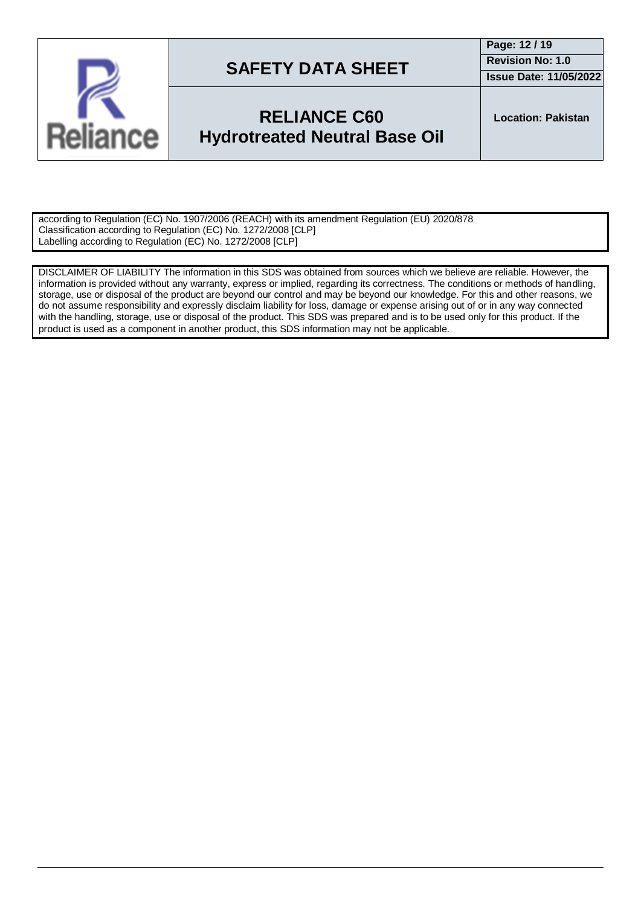according to Regulation (EC) No. 1907/2006 (REACH) with its amendment Regulation (EU) 2020/878
Classification according to Regulation (EC) No. 1272/2008 [CLP]
Labelling according to Regulation (EC) No. 1272/2008 [CLP]

DISCLAIMER OF LIABILITY The information in this SDS was obtained from sources which we believe are reliable. However, the information is provided without any warranty, express or implied, regarding its correctness. The conditions or methods of handling, storage, use or disposal of the product are beyond our control and may be beyond our knowledge. For this and other reasons, we do not assume responsibility and expressly disclaim liability for loss, damage or expense arising out of or in any way connected with the handling, storage, use or disposal of the product. This SDS was prepared and is to be used only for this product. If the product is used as a component in another product, this SDS information may not be applicable.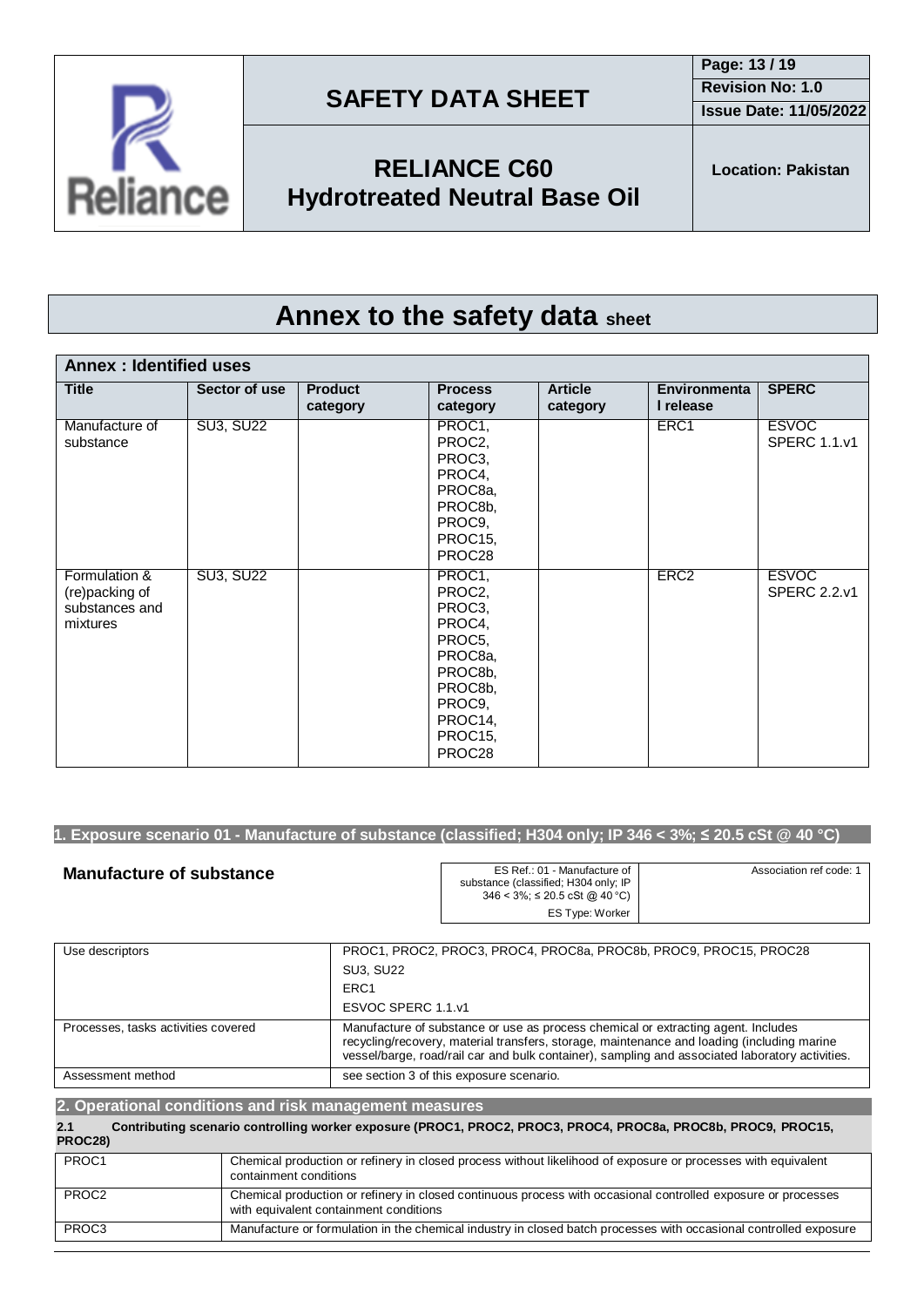# Annex to the safety data sheet

## Annex : Identified uses

| Title | Sector of use | Product category | Process category | Article category | Environmental release | SPERC |
|---|---|---|---|---|---|---|
| Manufacture of substance | SU3, SU22 | | PROC1, PROC2, PROC3, PROC4, PROC8a, PROC8b, PROC9, PROC15, PROC28 | | ERC1 | ESVOC SPERC 1.1.v1 |
| Formulation & (re)packing of substances and mixtures | SU3, SU22 | | PROC1, PROC2, PROC3, PROC4, PROC5, PROC8a, PROC8b, PROC8b, PROC9, PROC14, PROC15, PROC28 | | ERC2 | ESVOC SPERC 2.2.v1 |

## 1. Exposure scenario 01 - Manufacture of substance (classified; H304 only; IP 346 < 3%; ≤ 20.5 cSt @ 40 °C)

**Manufacture of substance**

| ES Ref.: 01 - Manufacture of substance (classified; H304 only; IP 346 < 3%; ≤ 20.5 cSt @ 40 °C) | Association ref code: 1 |
|---|---|
| ES Type: Worker | |

| | |
|---|---|
| Use descriptors | PROC1, PROC2, PROC3, PROC4, PROC8a, PROC8b, PROC9, PROC15, PROC28<br>SU3, SU22<br>ERC1<br>ESVOC SPERC 1.1.v1 |
| Processes, tasks activities covered | Manufacture of substance or use as process chemical or extracting agent. Includes recycling/recovery, material transfers, storage, maintenance and loading (including marine vessel/barge, road/rail car and bulk container), sampling and associated laboratory activities. |
| Assessment method | see section 3 of this exposure scenario. |

## 2. Operational conditions and risk management measures

**2.1 Contributing scenario controlling worker exposure (PROC1, PROC2, PROC3, PROC4, PROC8a, PROC8b, PROC9, PROC15, PROC28)**

| | |
|---|---|
| PROC1 | Chemical production or refinery in closed process without likelihood of exposure or processes with equivalent containment conditions |
| PROC2 | Chemical production or refinery in closed continuous process with occasional controlled exposure or processes with equivalent containment conditions |
| PROC3 | Manufacture or formulation in the chemical industry in closed batch processes with occasional controlled exposure |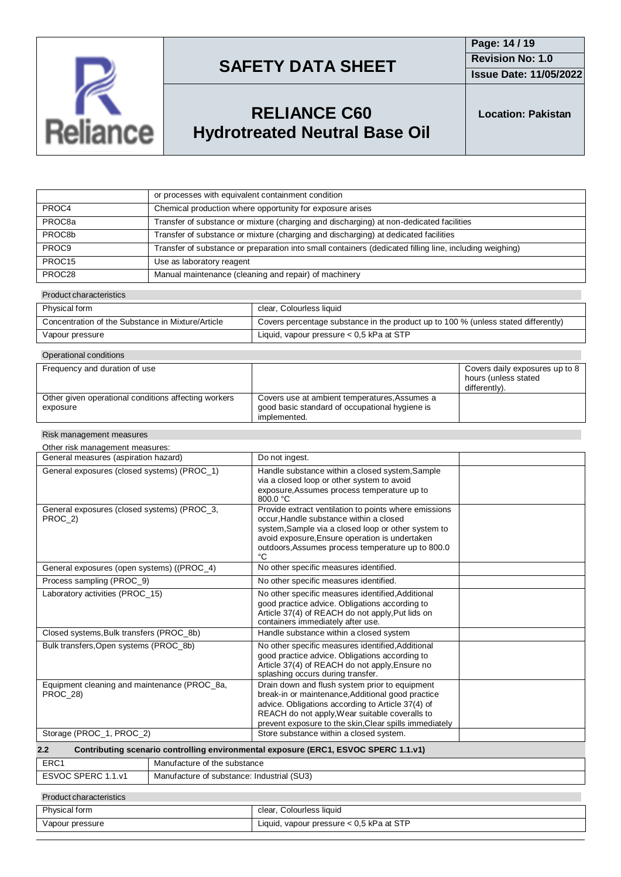| | |
|---|---|
| | or processes with equivalent containment condition |
| PROC4 | Chemical production where opportunity for exposure arises |
| PROC8a | Transfer of substance or mixture (charging and discharging) at non-dedicated facilities |
| PROC8b | Transfer of substance or mixture (charging and discharging) at dedicated facilities |
| PROC9 | Transfer of substance or preparation into small containers (dedicated filling line, including weighing) |
| PROC15 | Use as laboratory reagent |
| PROC28 | Manual maintenance (cleaning and repair) of machinery |

Product characteristics

| | |
|---|---|
| Physical form | clear, Colourless liquid |
| Concentration of the Substance in Mixture/Article | Covers percentage substance in the product up to 100 % (unless stated differently) |
| Vapour pressure | Liquid, vapour pressure < 0,5 kPa at STP |

Operational conditions

| | | |
|---|---|---|
| Frequency and duration of use | | Covers daily exposures up to 8 hours (unless stated differently). |
| Other given operational conditions affecting workers exposure | Covers use at ambient temperatures,Assumes a good basic standard of occupational hygiene is implemented. | |

Risk management measures

Other risk management measures:

| | | |
|---|---|---|
| General measures (aspiration hazard) | Do not ingest. | |
| General exposures (closed systems) (PROC_1) | Handle substance within a closed system,Sample via a closed loop or other system to avoid exposure,Assumes process temperature up to 800.0 °C | |
| General exposures (closed systems) (PROC_3, PROC_2) | Provide extract ventilation to points where emissions occur,Handle substance within a closed system,Sample via a closed loop or other system to avoid exposure,Ensure operation is undertaken outdoors,Assumes process temperature up to 800.0 °C | |
| General exposures (open systems) ((PROC_4) | No other specific measures identified. | |
| Process sampling (PROC_9) | No other specific measures identified. | |
| Laboratory activities (PROC_15) | No other specific measures identified,Additional good practice advice. Obligations according to Article 37(4) of REACH do not apply,Put lids on containers immediately after use. | |
| Closed systems,Bulk transfers (PROC_8b) | Handle substance within a closed system | |
| Bulk transfers,Open systems (PROC_8b) | No other specific measures identified,Additional good practice advice. Obligations according to Article 37(4) of REACH do not apply,Ensure no splashing occurs during transfer. | |
| Equipment cleaning and maintenance (PROC_8a, PROC_28) | Drain down and flush system prior to equipment break-in or maintenance,Additional good practice advice. Obligations according to Article 37(4) of REACH do not apply,Wear suitable coveralls to prevent exposure to the skin,Clear spills immediately | |
| Storage (PROC_1, PROC_2) | Store substance within a closed system. | |

## 2.2 Contributing scenario controlling environmental exposure (ERC1, ESVOC SPERC 1.1.v1)

| | |
|---|---|
| ERC1 | Manufacture of the substance |
| ESVOC SPERC 1.1.v1 | Manufacture of substance: Industrial (SU3) |

Product characteristics

| | |
|---|---|
| Physical form | clear, Colourless liquid |
| Vapour pressure | Liquid, vapour pressure < 0,5 kPa at STP |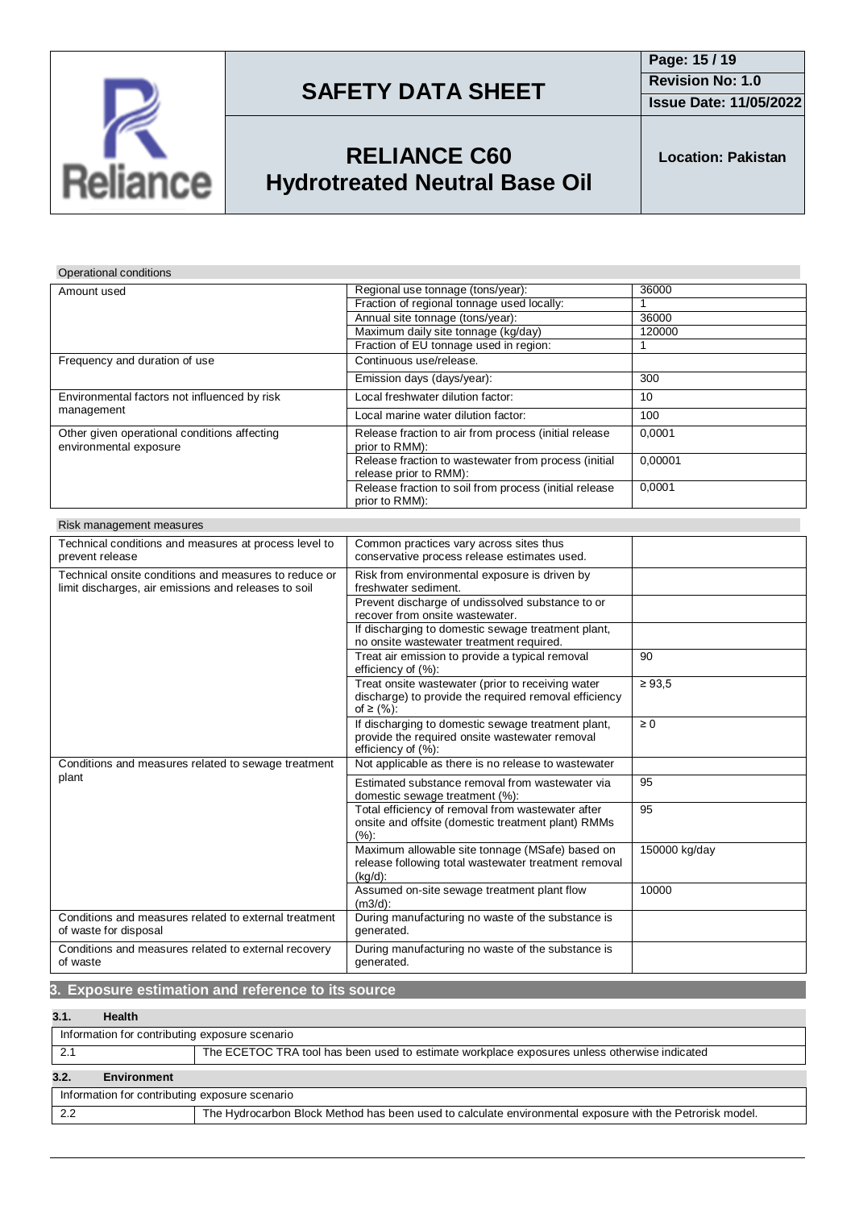| Operational conditions | | |
|---|---|---|
| Amount used | Regional use tonnage (tons/year): | 36000 |
| | Fraction of regional tonnage used locally: | 1 |
| | Annual site tonnage (tons/year): | 36000 |
| | Maximum daily site tonnage (kg/day) | 120000 |
| | Fraction of EU tonnage used in region: | 1 |
| Frequency and duration of use | Continuous use/release. | |
| | Emission days (days/year): | 300 |
| Environmental factors not influenced by risk management | Local freshwater dilution factor: | 10 |
| | Local marine water dilution factor: | 100 |
| Other given operational conditions affecting environmental exposure | Release fraction to air from process (initial release prior to RMM): | 0,0001 |
| | Release fraction to wastewater from process (initial release prior to RMM): | 0,00001 |
| | Release fraction to soil from process (initial release prior to RMM): | 0,0001 |

| Risk management measures | | |
|---|---|---|
| Technical conditions and measures at process level to prevent release | Common practices vary across sites thus conservative process release estimates used. | |
| Technical onsite conditions and measures to reduce or limit discharges, air emissions and releases to soil | Risk from environmental exposure is driven by freshwater sediment. | |
| | Prevent discharge of undissolved substance to or recover from onsite wastewater. | |
| | If discharging to domestic sewage treatment plant, no onsite wastewater treatment required. | |
| | Treat air emission to provide a typical removal efficiency of (%): | 90 |
| | Treat onsite wastewater (prior to receiving water discharge) to provide the required removal efficiency of ≥ (%): | ≥ 93,5 |
| | If discharging to domestic sewage treatment plant, provide the required onsite wastewater removal efficiency of (%): | ≥ 0 |
| Conditions and measures related to sewage treatment plant | Not applicable as there is no release to wastewater | |
| | Estimated substance removal from wastewater via domestic sewage treatment (%): | 95 |
| | Total efficiency of removal from wastewater after onsite and offsite (domestic treatment plant) RMMs (%): | 95 |
| | Maximum allowable site tonnage (MSafe) based on release following total wastewater treatment removal (kg/d): | 150000 kg/day |
| | Assumed on-site sewage treatment plant flow (m3/d): | 10000 |
| Conditions and measures related to external treatment of waste for disposal | During manufacturing no waste of the substance is generated. | |
| Conditions and measures related to external recovery of waste | During manufacturing no waste of the substance is generated. | |

## 3. Exposure estimation and reference to its source

### 3.1. Health

| Information for contributing exposure scenario | |
|---|---|
| 2.1 | The ECETOC TRA tool has been used to estimate workplace exposures unless otherwise indicated |

### 3.2. Environment

| Information for contributing exposure scenario | |
|---|---|
| 2.2 | The Hydrocarbon Block Method has been used to calculate environmental exposure with the Petrorisk model. |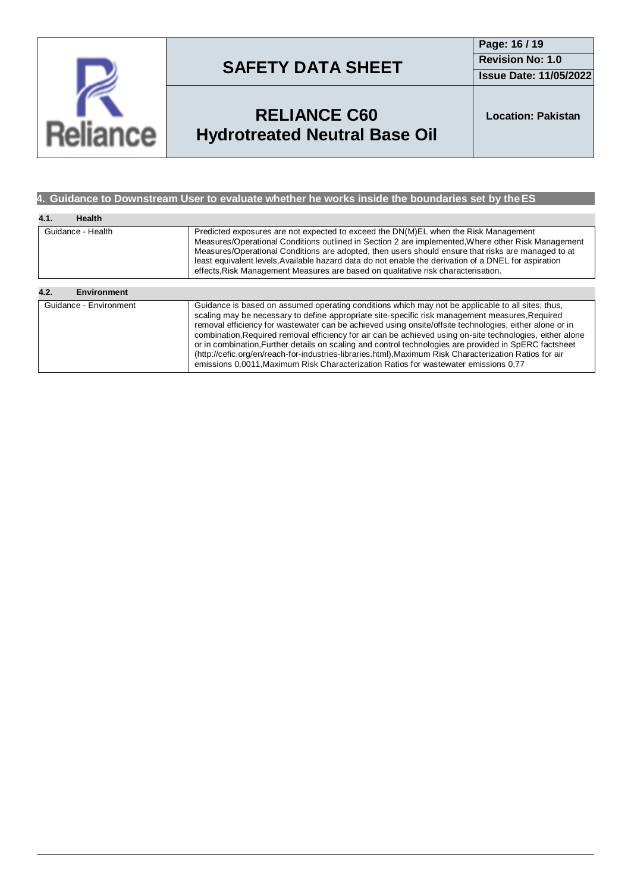## 4. Guidance to Downstream User to evaluate whether he works inside the boundaries set by the ES

### 4.1. Health

| | |
|---|---|
| Guidance - Health | Predicted exposures are not expected to exceed the DN(M)EL when the Risk Management Measures/Operational Conditions outlined in Section 2 are implemented,Where other Risk Management Measures/Operational Conditions are adopted, then users should ensure that risks are managed to at least equivalent levels,Available hazard data do not enable the derivation of a DNEL for aspiration effects,Risk Management Measures are based on qualitative risk characterisation. |

### 4.2. Environment

| | |
|---|---|
| Guidance - Environment | Guidance is based on assumed operating conditions which may not be applicable to all sites; thus, scaling may be necessary to define appropriate site-specific risk management measures,Required removal efficiency for wastewater can be achieved using onsite/offsite technologies, either alone or in combination,Required removal efficiency for air can be achieved using on-site technologies, either alone or in combination,Further details on scaling and control technologies are provided in SpERC factsheet (http://cefic.org/en/reach-for-industries-libraries.html),Maximum Risk Characterization Ratios for air emissions 0,0011,Maximum Risk Characterization Ratios for wastewater emissions 0,77 |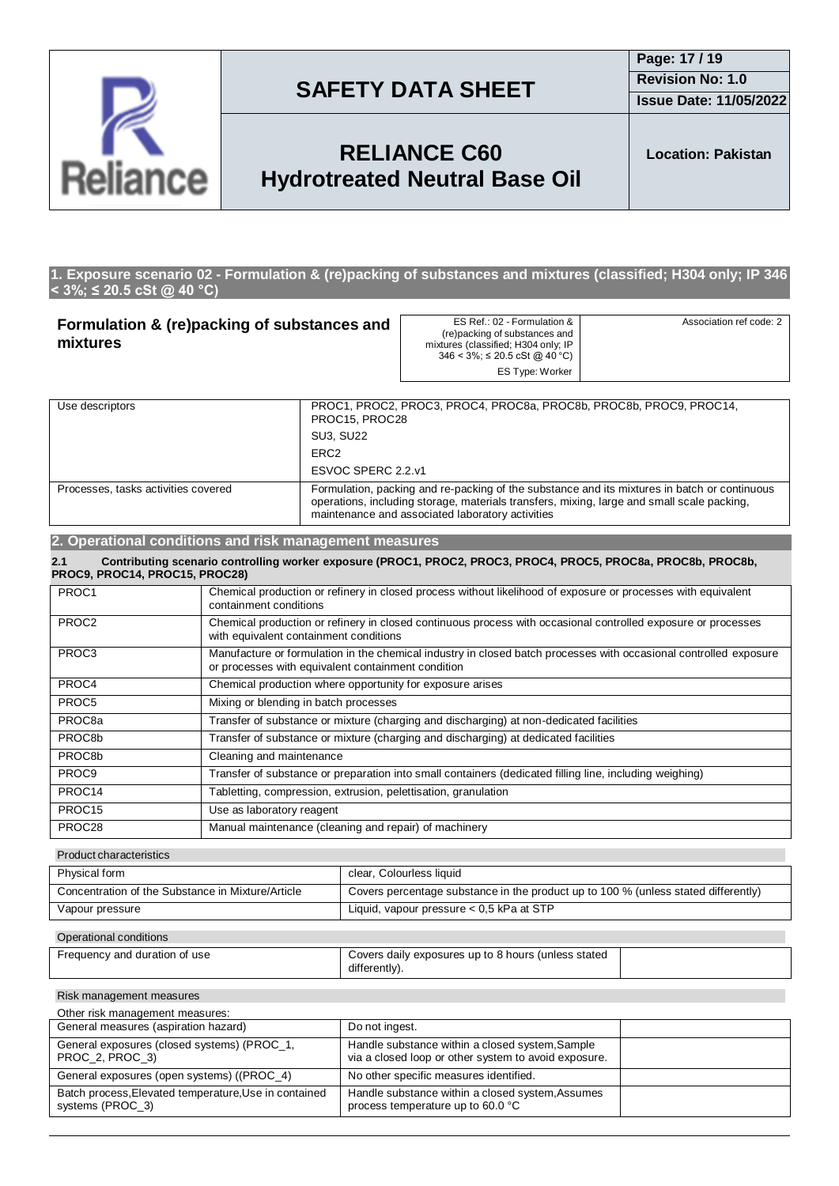## 1. Exposure scenario 02 - Formulation & (re)packing of substances and mixtures (classified; H304 only; IP 346 < 3%; ≤ 20.5 cSt @ 40 °C)

| Formulation & (re)packing of substances and mixtures | ES Ref.: 02 - Formulation & (re)packing of substances and mixtures (classified; H304 only; IP 346 < 3%; ≤ 20.5 cSt @ 40 °C)<br>ES Type: Worker | Association ref code: 2 |
|---|---|---|

| Use descriptors | PROC1, PROC2, PROC3, PROC4, PROC8a, PROC8b, PROC8b, PROC9, PROC14, PROC15, PROC28<br>SU3, SU22<br>ERC2<br>ESVOC SPERC 2.2.v1 |
|---|---|
| Processes, tasks activities covered | Formulation, packing and re-packing of the substance and its mixtures in batch or continuous operations, including storage, materials transfers, mixing, large and small scale packing, maintenance and associated laboratory activities |

## 2. Operational conditions and risk management measures

### 2.1 Contributing scenario controlling worker exposure (PROC1, PROC2, PROC3, PROC4, PROC5, PROC8a, PROC8b, PROC8b, PROC9, PROC14, PROC15, PROC28)

| PROC1 | Chemical production or refinery in closed process without likelihood of exposure or processes with equivalent containment conditions |
|---|---|
| PROC2 | Chemical production or refinery in closed continuous process with occasional controlled exposure or processes with equivalent containment conditions |
| PROC3 | Manufacture or formulation in the chemical industry in closed batch processes with occasional controlled exposure or processes with equivalent containment condition |
| PROC4 | Chemical production where opportunity for exposure arises |
| PROC5 | Mixing or blending in batch processes |
| PROC8a | Transfer of substance or mixture (charging and discharging) at non-dedicated facilities |
| PROC8b | Transfer of substance or mixture (charging and discharging) at dedicated facilities |
| PROC8b | Cleaning and maintenance |
| PROC9 | Transfer of substance or preparation into small containers (dedicated filling line, including weighing) |
| PROC14 | Tabletting, compression, extrusion, pelettisation, granulation |
| PROC15 | Use as laboratory reagent |
| PROC28 | Manual maintenance (cleaning and repair) of machinery |

**Product characteristics**

| Physical form | clear, Colourless liquid |
|---|---|
| Concentration of the Substance in Mixture/Article | Covers percentage substance in the product up to 100 % (unless stated differently) |
| Vapour pressure | Liquid, vapour pressure < 0,5 kPa at STP |

**Operational conditions**

| Frequency and duration of use | Covers daily exposures up to 8 hours (unless stated differently). | |
|---|---|---|

**Risk management measures**

Other risk management measures:

| General measures (aspiration hazard) | Do not ingest. | |
|---|---|---|
| General exposures (closed systems) (PROC_1, PROC_2, PROC_3) | Handle substance within a closed system,Sample via a closed loop or other system to avoid exposure. | |
| General exposures (open systems) ((PROC_4) | No other specific measures identified. | |
| Batch process,Elevated temperature,Use in contained systems (PROC_3) | Handle substance within a closed system,Assumes process temperature up to 60.0 °C | |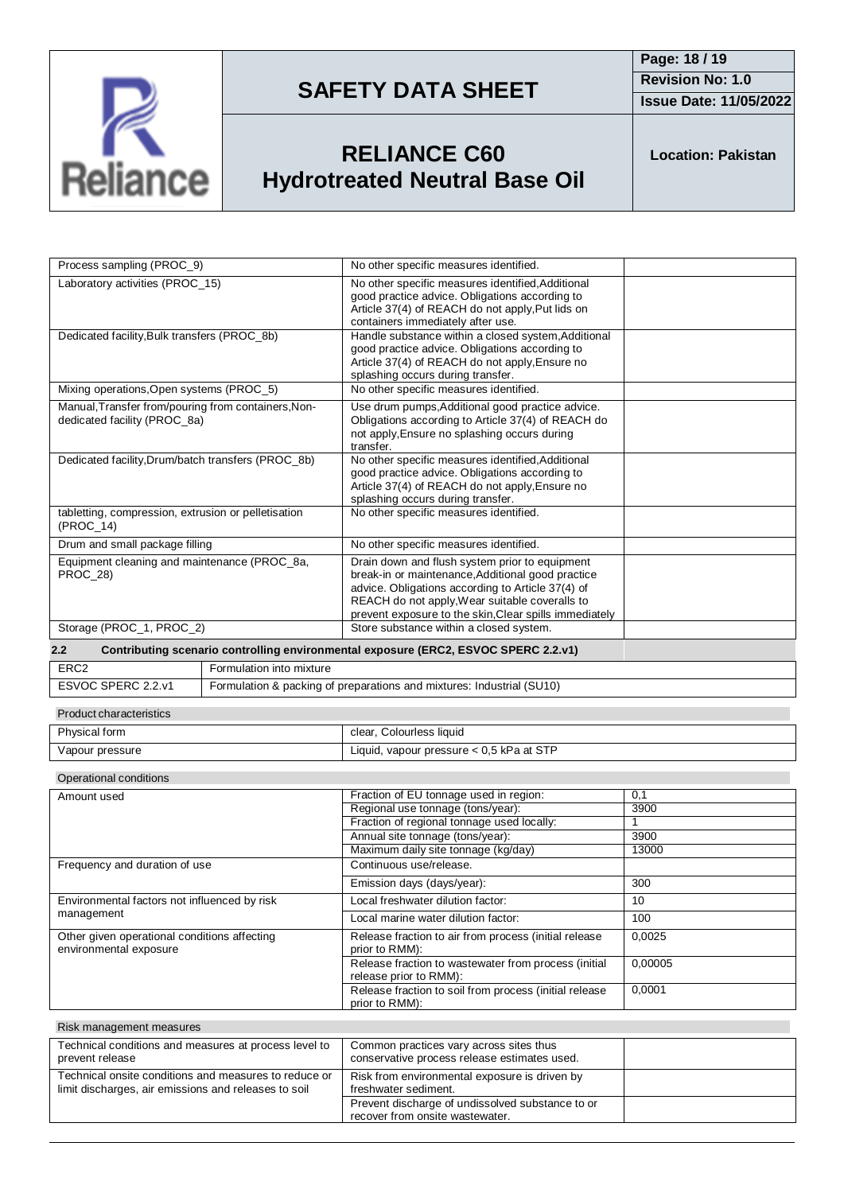| | | |
|---|---|---|
| Process sampling (PROC_9) | No other specific measures identified. | |
| Laboratory activities (PROC_15) | No other specific measures identified,Additional good practice advice. Obligations according to Article 37(4) of REACH do not apply,Put lids on containers immediately after use. | |
| Dedicated facility,Bulk transfers (PROC_8b) | Handle substance within a closed system,Additional good practice advice. Obligations according to Article 37(4) of REACH do not apply,Ensure no splashing occurs during transfer. | |
| Mixing operations,Open systems (PROC_5) | No other specific measures identified. | |
| Manual,Transfer from/pouring from containers,Non-dedicated facility (PROC_8a) | Use drum pumps,Additional good practice advice. Obligations according to Article 37(4) of REACH do not apply,Ensure no splashing occurs during transfer. | |
| Dedicated facility,Drum/batch transfers (PROC_8b) | No other specific measures identified,Additional good practice advice. Obligations according to Article 37(4) of REACH do not apply,Ensure no splashing occurs during transfer. | |
| tabletting, compression, extrusion or pelletisation (PROC_14) | No other specific measures identified. | |
| Drum and small package filling | No other specific measures identified. | |
| Equipment cleaning and maintenance (PROC_8a, PROC_28) | Drain down and flush system prior to equipment break-in or maintenance,Additional good practice advice. Obligations according to Article 37(4) of REACH do not apply,Wear suitable coveralls to prevent exposure to the skin,Clear spills immediately | |
| Storage (PROC_1, PROC_2) | Store substance within a closed system. | |

**2.2 Contributing scenario controlling environmental exposure (ERC2, ESVOC SPERC 2.2.v1)**

| | |
|---|---|
| ERC2 | Formulation into mixture |
| ESVOC SPERC 2.2.v1 | Formulation & packing of preparations and mixtures: Industrial (SU10) |

Product characteristics

| | |
|---|---|
| Physical form | clear, Colourless liquid |
| Vapour pressure | Liquid, vapour pressure < 0,5 kPa at STP |

Operational conditions

| | | |
|---|---|---|
| Amount used | Fraction of EU tonnage used in region: | 0,1 |
| | Regional use tonnage (tons/year): | 3900 |
| | Fraction of regional tonnage used locally: | 1 |
| | Annual site tonnage (tons/year): | 3900 |
| | Maximum daily site tonnage (kg/day) | 13000 |
| Frequency and duration of use | Continuous use/release. | |
| | Emission days (days/year): | 300 |
| Environmental factors not influenced by risk management | Local freshwater dilution factor: | 10 |
| | Local marine water dilution factor: | 100 |
| Other given operational conditions affecting environmental exposure | Release fraction to air from process (initial release prior to RMM): | 0,0025 |
| | Release fraction to wastewater from process (initial release prior to RMM): | 0,00005 |
| | Release fraction to soil from process (initial release prior to RMM): | 0,0001 |

Risk management measures

| | | |
|---|---|---|
| Technical conditions and measures at process level to prevent release | Common practices vary across sites thus conservative process release estimates used. | |
| Technical onsite conditions and measures to reduce or limit discharges, air emissions and releases to soil | Risk from environmental exposure is driven by freshwater sediment. | |
| | Prevent discharge of undissolved substance to or recover from onsite wastewater. | |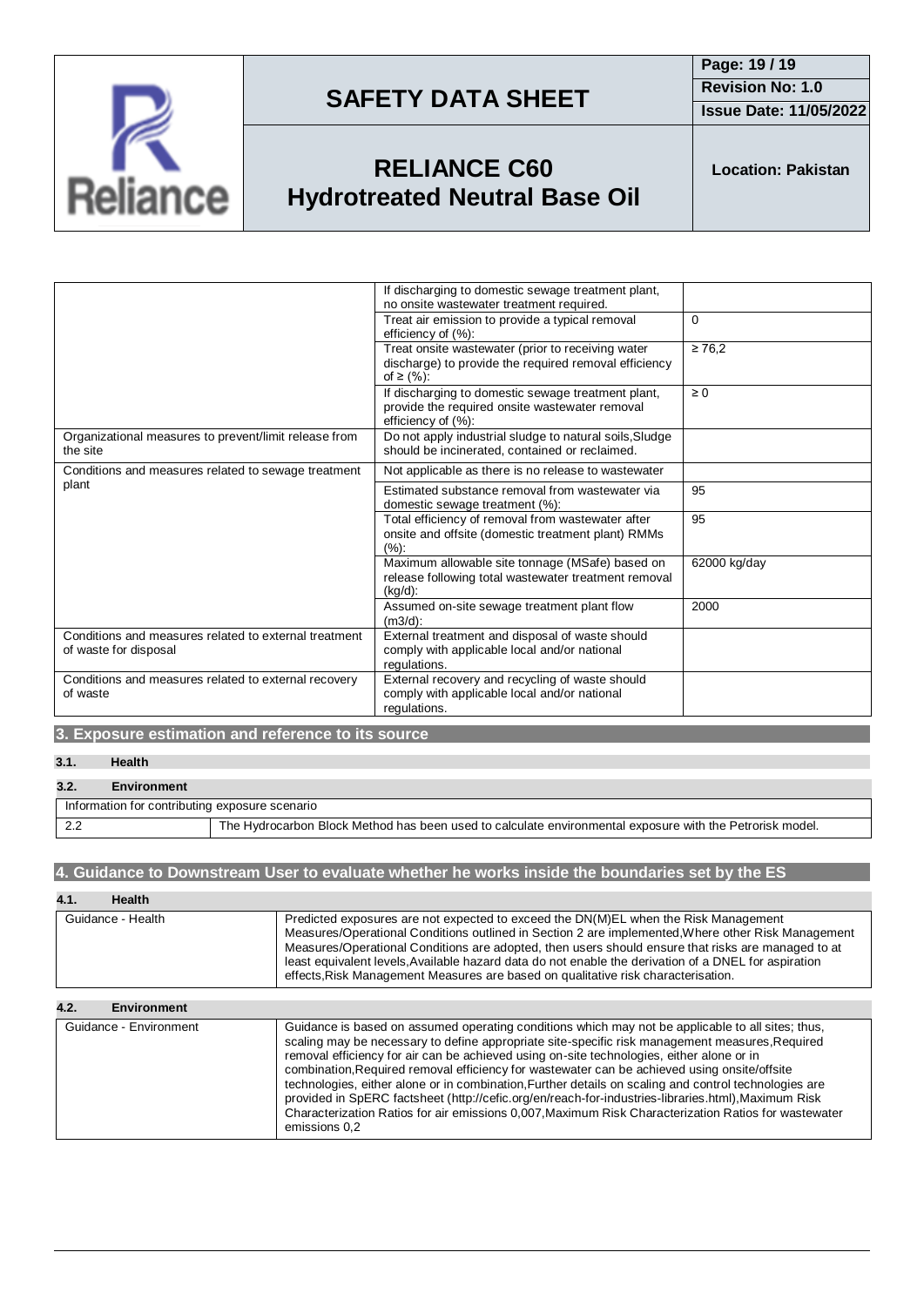| | | |
|---|---|---|
| | If discharging to domestic sewage treatment plant, no onsite wastewater treatment required. | |
| | Treat air emission to provide a typical removal efficiency of (%): | 0 |
| | Treat onsite wastewater (prior to receiving water discharge) to provide the required removal efficiency of ≥ (%): | ≥ 76,2 |
| | If discharging to domestic sewage treatment plant, provide the required onsite wastewater removal efficiency of (%): | ≥ 0 |
| Organizational measures to prevent/limit release from the site | Do not apply industrial sludge to natural soils,Sludge should be incinerated, contained or reclaimed. | |
| Conditions and measures related to sewage treatment plant | Not applicable as there is no release to wastewater | |
| | Estimated substance removal from wastewater via domestic sewage treatment (%): | 95 |
| | Total efficiency of removal from wastewater after onsite and offsite (domestic treatment plant) RMMs (%): | 95 |
| | Maximum allowable site tonnage (MSafe) based on release following total wastewater treatment removal (kg/d): | 62000 kg/day |
| | Assumed on-site sewage treatment plant flow (m3/d): | 2000 |
| Conditions and measures related to external treatment of waste for disposal | External treatment and disposal of waste should comply with applicable local and/or national regulations. | |
| Conditions and measures related to external recovery of waste | External recovery and recycling of waste should comply with applicable local and/or national regulations. | |

## 3. Exposure estimation and reference to its source

### 3.1. Health

### 3.2. Environment

| Information for contributing exposure scenario | |
|---|---|
| 2.2 | The Hydrocarbon Block Method has been used to calculate environmental exposure with the Petrorisk model. |

## 4. Guidance to Downstream User to evaluate whether he works inside the boundaries set by the ES

### 4.1. Health

| | |
|---|---|
| Guidance - Health | Predicted exposures are not expected to exceed the DN(M)EL when the Risk Management Measures/Operational Conditions outlined in Section 2 are implemented,Where other Risk Management Measures/Operational Conditions are adopted, then users should ensure that risks are managed to at least equivalent levels,Available hazard data do not enable the derivation of a DNEL for aspiration effects,Risk Management Measures are based on qualitative risk characterisation. |

### 4.2. Environment

| | |
|---|---|
| Guidance - Environment | Guidance is based on assumed operating conditions which may not be applicable to all sites; thus, scaling may be necessary to define appropriate site-specific risk management measures,Required removal efficiency for air can be achieved using on-site technologies, either alone or in combination,Required removal efficiency for wastewater can be achieved using onsite/offsite technologies, either alone or in combination,Further details on scaling and control technologies are provided in SpERC factsheet (http://cefic.org/en/reach-for-industries-libraries.html),Maximum Risk Characterization Ratios for air emissions 0,007,Maximum Risk Characterization Ratios for wastewater emissions 0,2 |